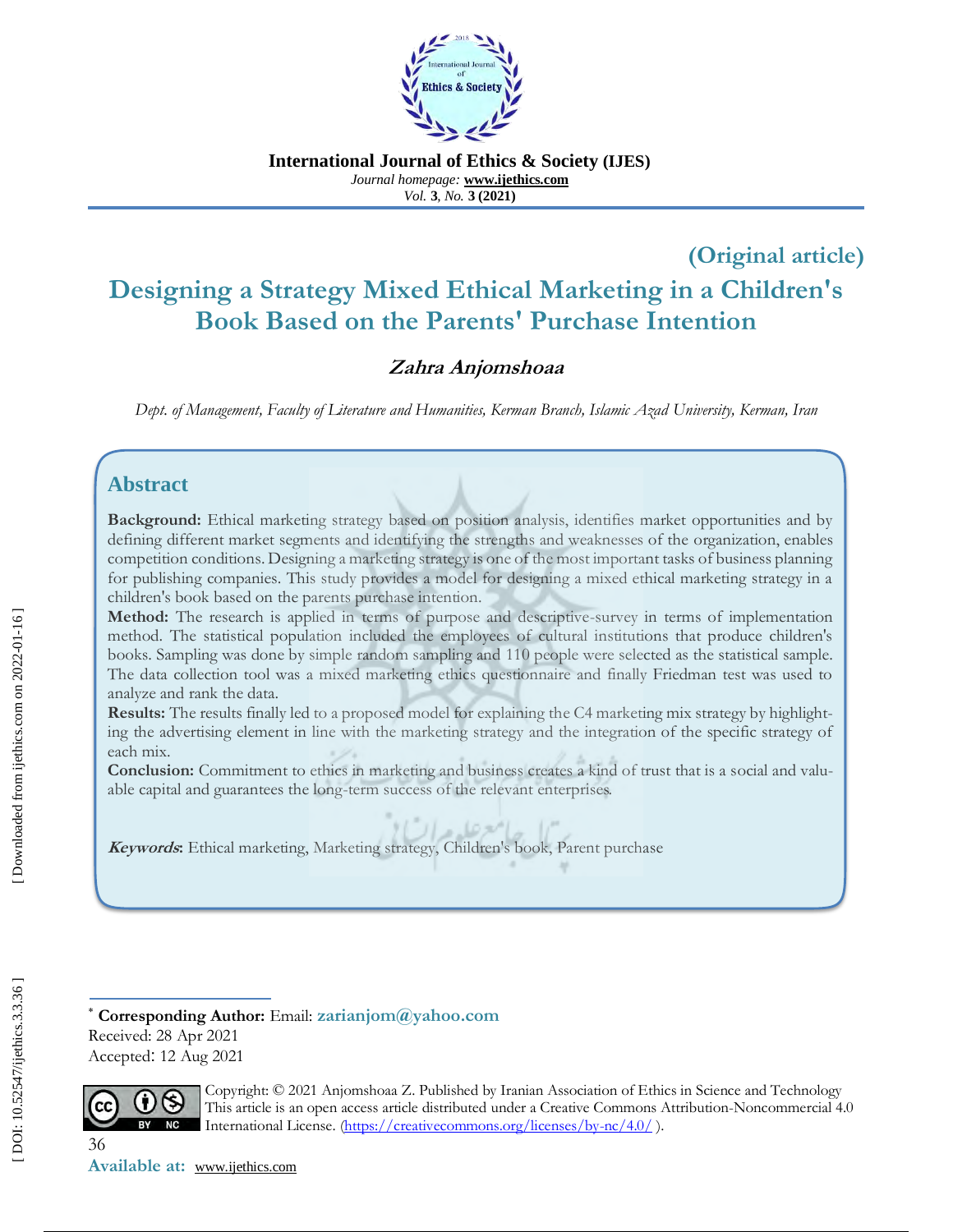**International Journal of Ethics & Society (IJES)**

*Journal homepage:* **www.ijethics.com**

*Vol.* **3**, *No.* **3 (2021)**

**(Original article)**

# Designing a Strategy Mixed Ethical Marketing in a Children's Book Based on the Parents' Purchase Intention

***Zahra Anjomshoaa***

*Dept. of Management, Faculty of Literature and Humanities, Kerman Branch, Islamic Azad University, Kerman, Iran*

## Abstract

**Background:** Ethical marketing strategy based on position analysis, identifies market opportunities and by defining different market segments and identifying the strengths and weaknesses of the organization, enables competition conditions. Designing a marketing strategy is one of the most important tasks of business planning for publishing companies. This study provides a model for designing a mixed ethical marketing strategy in a children's book based on the parents purchase intention.

**Method:** The research is applied in terms of purpose and descriptive-survey in terms of implementation method. The statistical population included the employees of cultural institutions that produce children's books. Sampling was done by simple random sampling and 110 people were selected as the statistical sample. The data collection tool was a mixed marketing ethics questionnaire and finally Friedman test was used to analyze and rank the data.

**Results:** The results finally led to a proposed model for explaining the C4 marketing mix strategy by highlighting the advertising element in line with the marketing strategy and the integration of the specific strategy of each mix.

**Conclusion:** Commitment to ethics in marketing and business creates a kind of trust that is a social and valuable capital and guarantees the long-term success of the relevant enterprises.

***Keywords*:** Ethical marketing, Marketing strategy, Children's book, Parent purchase

---

\* **Corresponding Author:** Email: **zarianjom@yahoo.com**

Received: 28 Apr 2021

Accepted: 12 Aug 2021

Copyright: © 2021 Anjomshoaa Z. Published by Iranian Association of Ethics in Science and Technology This article is an open access article distributed under a Creative Commons Attribution-Noncommercial 4.0 International License. (https://creativecommons.org/licenses/by-nc/4.0/ ).

[ DOI: 10.52547/ijethics.3.3.36 ]

[ Downloaded from ijethics.com on 2022-01-16 ]

**Available at:** www.ijethics.com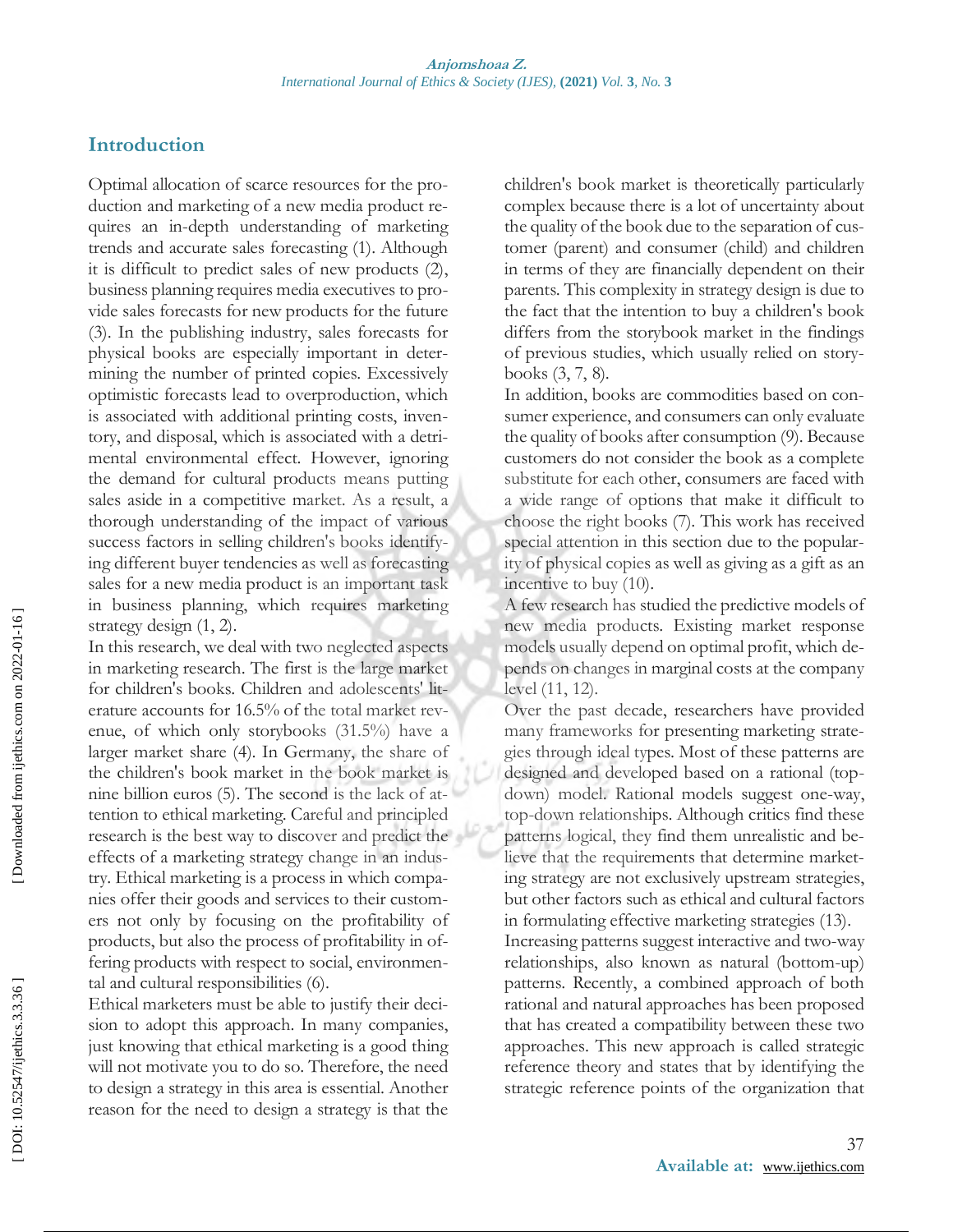## Introduction

Optimal allocation of scarce resources for the production and marketing of a new media product requires an in-depth understanding of marketing trends and accurate sales forecasting (1). Although it is difficult to predict sales of new products (2), business planning requires media executives to provide sales forecasts for new products for the future (3). In the publishing industry, sales forecasts for physical books are especially important in determining the number of printed copies. Excessively optimistic forecasts lead to overproduction, which is associated with additional printing costs, inventory, and disposal, which is associated with a detrimental environmental effect. However, ignoring the demand for cultural products means putting sales aside in a competitive market. As a result, a thorough understanding of the impact of various success factors in selling children's books identifying different buyer tendencies as well as forecasting sales for a new media product is an important task in business planning, which requires marketing strategy design (1, 2).

In this research, we deal with two neglected aspects in marketing research. The first is the large market for children's books. Children and adolescents' literature accounts for 16.5% of the total market revenue, of which only storybooks (31.5%) have a larger market share (4). In Germany, the share of the children's book market in the book market is nine billion euros (5). The second is the lack of attention to ethical marketing. Careful and principled research is the best way to discover and predict the effects of a marketing strategy change in an industry. Ethical marketing is a process in which companies offer their goods and services to their customers not only by focusing on the profitability of products, but also the process of profitability in offering products with respect to social, environmental and cultural responsibilities (6).

Ethical marketers must be able to justify their decision to adopt this approach. In many companies, just knowing that ethical marketing is a good thing will not motivate you to do so. Therefore, the need to design a strategy in this area is essential. Another reason for the need to design a strategy is that the children's book market is theoretically particularly complex because there is a lot of uncertainty about the quality of the book due to the separation of customer (parent) and consumer (child) and children in terms of they are financially dependent on their parents. This complexity in strategy design is due to the fact that the intention to buy a children's book differs from the storybook market in the findings of previous studies, which usually relied on storybooks (3, 7, 8).

In addition, books are commodities based on consumer experience, and consumers can only evaluate the quality of books after consumption (9). Because customers do not consider the book as a complete substitute for each other, consumers are faced with a wide range of options that make it difficult to choose the right books (7). This work has received special attention in this section due to the popularity of physical copies as well as giving as a gift as an incentive to buy (10).

A few research has studied the predictive models of new media products. Existing market response models usually depend on optimal profit, which depends on changes in marginal costs at the company level (11, 12).

Over the past decade, researchers have provided many frameworks for presenting marketing strategies through ideal types. Most of these patterns are designed and developed based on a rational (top-down) model. Rational models suggest one-way, top-down relationships. Although critics find these patterns logical, they find them unrealistic and believe that the requirements that determine marketing strategy are not exclusively upstream strategies, but other factors such as ethical and cultural factors in formulating effective marketing strategies (13).

Increasing patterns suggest interactive and two-way relationships, also known as natural (bottom-up) patterns. Recently, a combined approach of both rational and natural approaches has been proposed that has created a compatibility between these two approaches. This new approach is called strategic reference theory and states that by identifying the strategic reference points of the organization that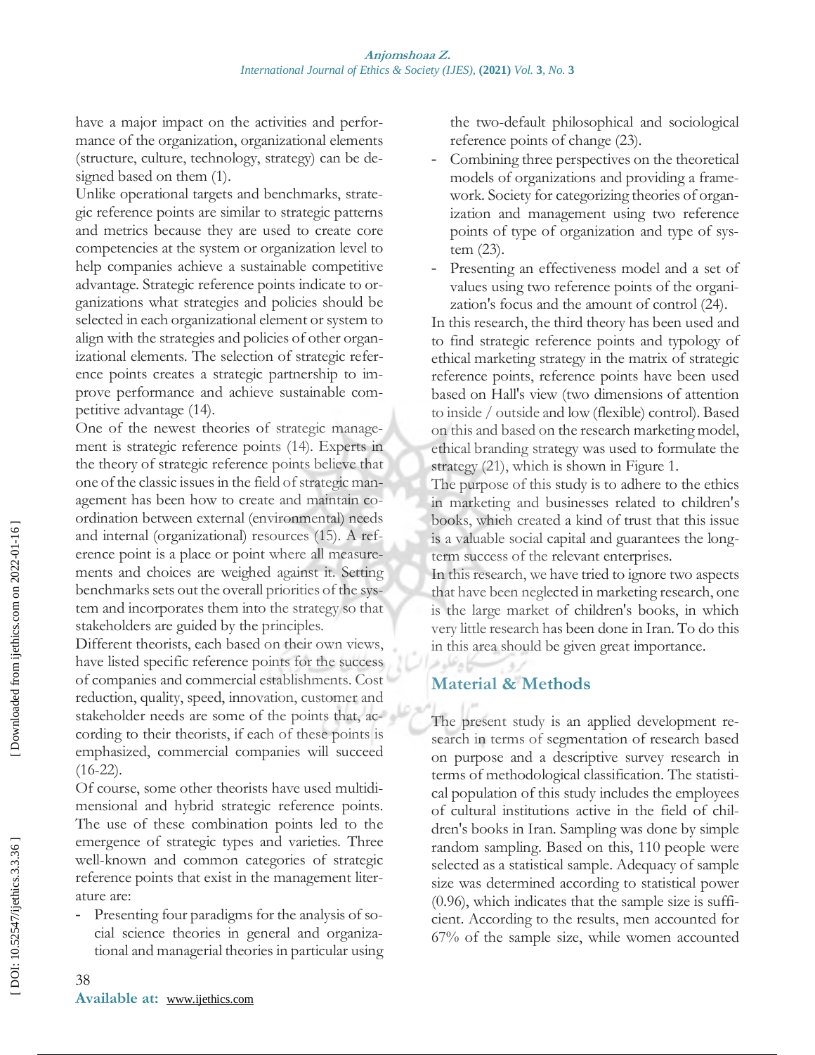have a major impact on the activities and performance of the organization, organizational elements (structure, culture, technology, strategy) can be designed based on them (1).

Unlike operational targets and benchmarks, strategic reference points are similar to strategic patterns and metrics because they are used to create core competencies at the system or organization level to help companies achieve a sustainable competitive advantage. Strategic reference points indicate to organizations what strategies and policies should be selected in each organizational element or system to align with the strategies and policies of other organizational elements. The selection of strategic reference points creates a strategic partnership to improve performance and achieve sustainable competitive advantage (14).

One of the newest theories of strategic management is strategic reference points (14). Experts in the theory of strategic reference points believe that one of the classic issues in the field of strategic management has been how to create and maintain coordination between external (environmental) needs and internal (organizational) resources (15). A reference point is a place or point where all measurements and choices are weighed against it. Setting benchmarks sets out the overall priorities of the system and incorporates them into the strategy so that stakeholders are guided by the principles.

Different theorists, each based on their own views, have listed specific reference points for the success of companies and commercial establishments. Cost reduction, quality, speed, innovation, customer and stakeholder needs are some of the points that, according to their theorists, if each of these points is emphasized, commercial companies will succeed (16-22).

Of course, some other theorists have used multidimensional and hybrid strategic reference points. The use of these combination points led to the emergence of strategic types and varieties. Three well-known and common categories of strategic reference points that exist in the management literature are:

- Presenting four paradigms for the analysis of social science theories in general and organizational and managerial theories in particular using the two-default philosophical and sociological reference points of change (23).
- Combining three perspectives on the theoretical models of organizations and providing a framework. Society for categorizing theories of organization and management using two reference points of type of organization and type of system (23).
- Presenting an effectiveness model and a set of values using two reference points of the organization's focus and the amount of control (24).

In this research, the third theory has been used and to find strategic reference points and typology of ethical marketing strategy in the matrix of strategic reference points, reference points have been used based on Hall's view (two dimensions of attention to inside / outside and low (flexible) control). Based on this and based on the research marketing model, ethical branding strategy was used to formulate the strategy (21), which is shown in Figure 1.

The purpose of this study is to adhere to the ethics in marketing and businesses related to children's books, which created a kind of trust that this issue is a valuable social capital and guarantees the long-term success of the relevant enterprises.

In this research, we have tried to ignore two aspects that have been neglected in marketing research, one is the large market of children's books, in which very little research has been done in Iran. To do this in this area should be given great importance.

## Material & Methods

The present study is an applied development research in terms of segmentation of research based on purpose and a descriptive survey research in terms of methodological classification. The statistical population of this study includes the employees of cultural institutions active in the field of children's books in Iran. Sampling was done by simple random sampling. Based on this, 110 people were selected as a statistical sample. Adequacy of sample size was determined according to statistical power (0.96), which indicates that the sample size is sufficient. According to the results, men accounted for 67% of the sample size, while women accounted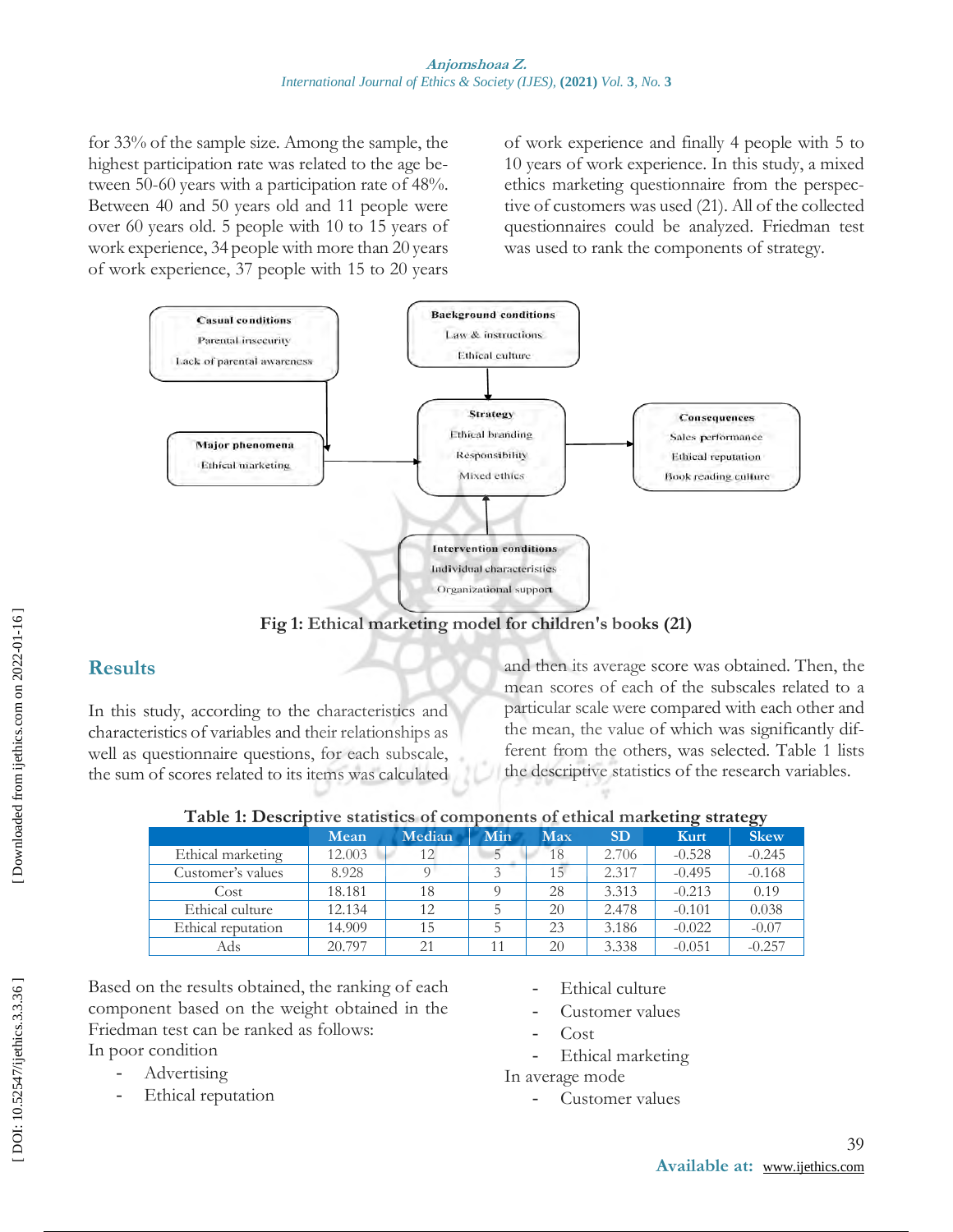for 33% of the sample size. Among the sample, the highest participation rate was related to the age between 50-60 years with a participation rate of 48%. Between 40 and 50 years old and 11 people were over 60 years old. 5 people with 10 to 15 years of work experience, 34 people with more than 20 years of work experience, 37 people with 15 to 20 years of work experience and finally 4 people with 5 to 10 years of work experience. In this study, a mixed ethics marketing questionnaire from the perspective of customers was used (21). All of the collected questionnaires could be analyzed. Friedman test was used to rank the components of strategy.

**Fig 1: Ethical marketing model for children's books (21)**

## Results

In this study, according to the characteristics and characteristics of variables and their relationships as well as questionnaire questions, for each subscale, the sum of scores related to its items was calculated and then its average score was obtained. Then, the mean scores of each of the subscales related to a particular scale were compared with each other and the mean, the value of which was significantly different from the others, was selected. Table 1 lists the descriptive statistics of the research variables.

**Table 1: Descriptive statistics of components of ethical marketing strategy**

| | Mean | Median | Min | Max | SD | Kurt | Skew |
|---|---|---|---|---|---|---|---|
| Ethical marketing | 12.003 | 12 | 5 | 18 | 2.706 | -0.528 | -0.245 |
| Customer's values | 8.928 | 9 | 3 | 15 | 2.317 | -0.495 | -0.168 |
| Cost | 18.181 | 18 | 9 | 28 | 3.313 | -0.213 | 0.19 |
| Ethical culture | 12.134 | 12 | 5 | 20 | 2.478 | -0.101 | 0.038 |
| Ethical reputation | 14.909 | 15 | 5 | 23 | 3.186 | -0.022 | -0.07 |
| Ads | 20.797 | 21 | 11 | 20 | 3.338 | -0.051 | -0.257 |

Based on the results obtained, the ranking of each component based on the weight obtained in the Friedman test can be ranked as follows:

In poor condition

- Advertising
- Ethical reputation
- Ethical culture
- Customer values
- Cost
- Ethical marketing

In average mode

- Customer values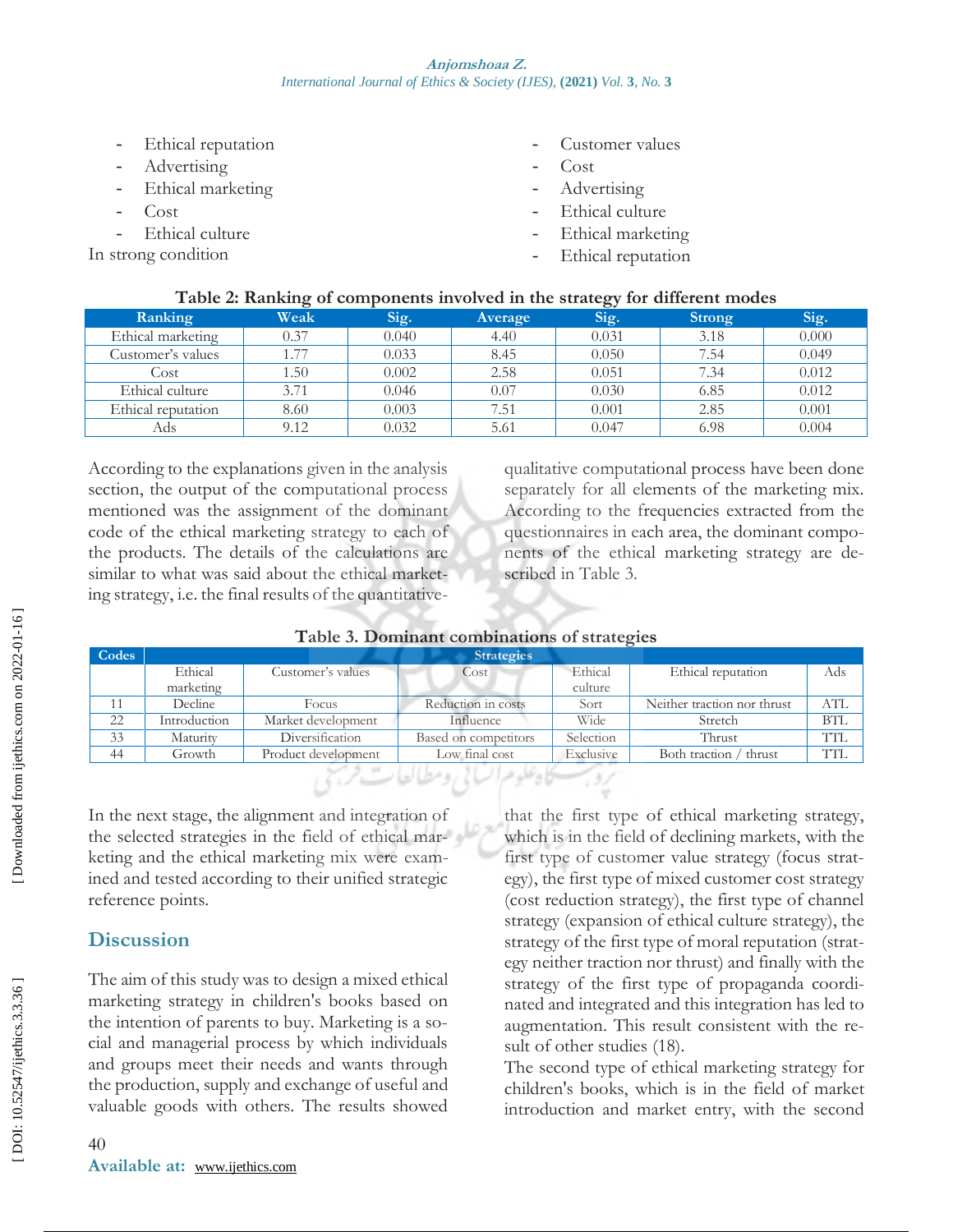- Ethical reputation
- Advertising
- Ethical marketing
- Cost
- Ethical culture

In strong condition

- Customer values
- Cost
- Advertising
- Ethical culture
- Ethical marketing
- Ethical reputation

**Table 2: Ranking of components involved in the strategy for different modes**

| Ranking | Weak | Sig. | Average | Sig. | Strong | Sig. |
|---|---|---|---|---|---|---|
| Ethical marketing | 0.37 | 0.040 | 4.40 | 0.031 | 3.18 | 0.000 |
| Customer's values | 1.77 | 0.033 | 8.45 | 0.050 | 7.54 | 0.049 |
| Cost | 1.50 | 0.002 | 2.58 | 0.051 | 7.34 | 0.012 |
| Ethical culture | 3.71 | 0.046 | 0.07 | 0.030 | 6.85 | 0.012 |
| Ethical reputation | 8.60 | 0.003 | 7.51 | 0.001 | 2.85 | 0.001 |
| Ads | 9.12 | 0.032 | 5.61 | 0.047 | 6.98 | 0.004 |

According to the explanations given in the analysis section, the output of the computational process mentioned was the assignment of the dominant code of the ethical marketing strategy to each of the products. The details of the calculations are similar to what was said about the ethical marketing strategy, i.e. the final results of the quantitative-qualitative computational process have been done separately for all elements of the marketing mix. According to the frequencies extracted from the questionnaires in each area, the dominant components of the ethical marketing strategy are described in Table 3.

**Table 3. Dominant combinations of strategies**

| Codes | Strategies | | | | | |
|---|---|---|---|---|---|---|
| | Ethical marketing | Customer's values | Cost | Ethical culture | Ethical reputation | Ads |
| 11 | Decline | Focus | Reduction in costs | Sort | Neither traction nor thrust | ATL |
| 22 | Introduction | Market development | Influence | Wide | Stretch | BTL |
| 33 | Maturity | Diversification | Based on competitors | Selection | Thrust | TTL |
| 44 | Growth | Product development | Low final cost | Exclusive | Both traction / thrust | TTL |

In the next stage, the alignment and integration of the selected strategies in the field of ethical marketing and the ethical marketing mix were examined and tested according to their unified strategic reference points.

## Discussion

The aim of this study was to design a mixed ethical marketing strategy in children's books based on the intention of parents to buy. Marketing is a social and managerial process by which individuals and groups meet their needs and wants through the production, supply and exchange of useful and valuable goods with others. The results showed that the first type of ethical marketing strategy, which is in the field of declining markets, with the first type of customer value strategy (focus strategy), the first type of mixed customer cost strategy (cost reduction strategy), the first type of channel strategy (expansion of ethical culture strategy), the strategy of the first type of moral reputation (strategy neither traction nor thrust) and finally with the strategy of the first type of propaganda coordinated and integrated and this integration has led to augmentation. This result consistent with the result of other studies (18).

The second type of ethical marketing strategy for children's books, which is in the field of market introduction and market entry, with the second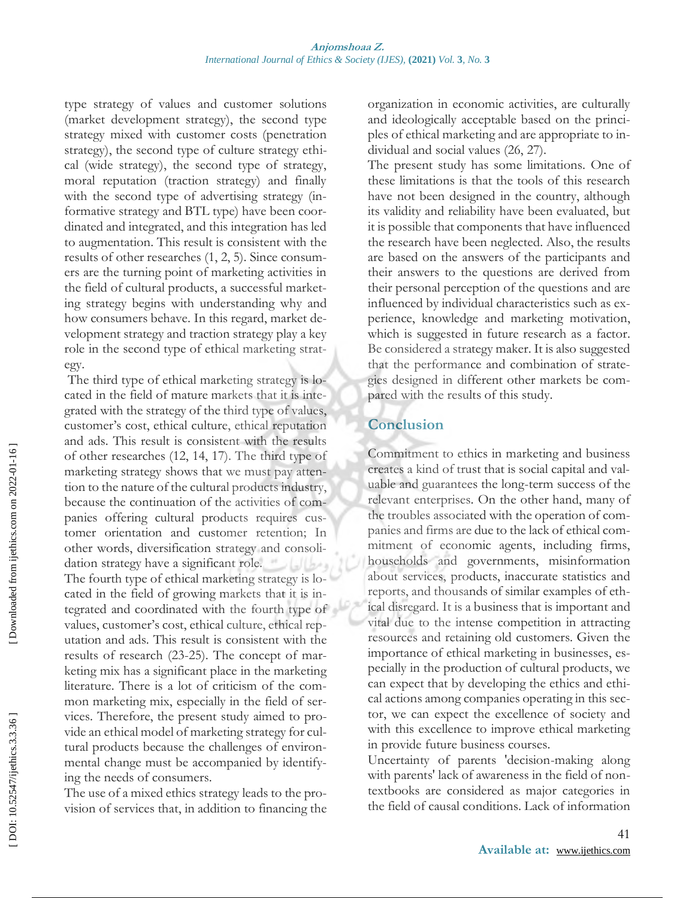type strategy of values and customer solutions (market development strategy), the second type strategy mixed with customer costs (penetration strategy), the second type of culture strategy ethical (wide strategy), the second type of strategy, moral reputation (traction strategy) and finally with the second type of advertising strategy (informative strategy and BTL type) have been coordinated and integrated, and this integration has led to augmentation. This result is consistent with the results of other researches (1, 2, 5). Since consumers are the turning point of marketing activities in the field of cultural products, a successful marketing strategy begins with understanding why and how consumers behave. In this regard, market development strategy and traction strategy play a key role in the second type of ethical marketing strategy.

The third type of ethical marketing strategy is located in the field of mature markets that it is integrated with the strategy of the third type of values, customer's cost, ethical culture, ethical reputation and ads. This result is consistent with the results of other researches (12, 14, 17). The third type of marketing strategy shows that we must pay attention to the nature of the cultural products industry, because the continuation of the activities of companies offering cultural products requires customer orientation and customer retention; In other words, diversification strategy and consolidation strategy have a significant role.

The fourth type of ethical marketing strategy is located in the field of growing markets that it is integrated and coordinated with the fourth type of values, customer's cost, ethical culture, ethical reputation and ads. This result is consistent with the results of research (23-25). The concept of marketing mix has a significant place in the marketing literature. There is a lot of criticism of the common marketing mix, especially in the field of services. Therefore, the present study aimed to provide an ethical model of marketing strategy for cultural products because the challenges of environmental change must be accompanied by identifying the needs of consumers.

The use of a mixed ethics strategy leads to the provision of services that, in addition to financing the organization in economic activities, are culturally and ideologically acceptable based on the principles of ethical marketing and are appropriate to individual and social values (26, 27).

The present study has some limitations. One of these limitations is that the tools of this research have not been designed in the country, although its validity and reliability have been evaluated, but it is possible that components that have influenced the research have been neglected. Also, the results are based on the answers of the participants and their answers to the questions are derived from their personal perception of the questions and are influenced by individual characteristics such as experience, knowledge and marketing motivation, which is suggested in future research as a factor. Be considered a strategy maker. It is also suggested that the performance and combination of strategies designed in different other markets be compared with the results of this study.

## Conclusion

Commitment to ethics in marketing and business creates a kind of trust that is social capital and valuable and guarantees the long-term success of the relevant enterprises. On the other hand, many of the troubles associated with the operation of companies and firms are due to the lack of ethical commitment of economic agents, including firms, households and governments, misinformation about services, products, inaccurate statistics and reports, and thousands of similar examples of ethical disregard. It is a business that is important and vital due to the intense competition in attracting resources and retaining old customers. Given the importance of ethical marketing in businesses, especially in the production of cultural products, we can expect that by developing the ethics and ethical actions among companies operating in this sector, we can expect the excellence of society and with this excellence to improve ethical marketing in provide future business courses.

Uncertainty of parents 'decision-making along with parents' lack of awareness in the field of non-textbooks are considered as major categories in the field of causal conditions. Lack of information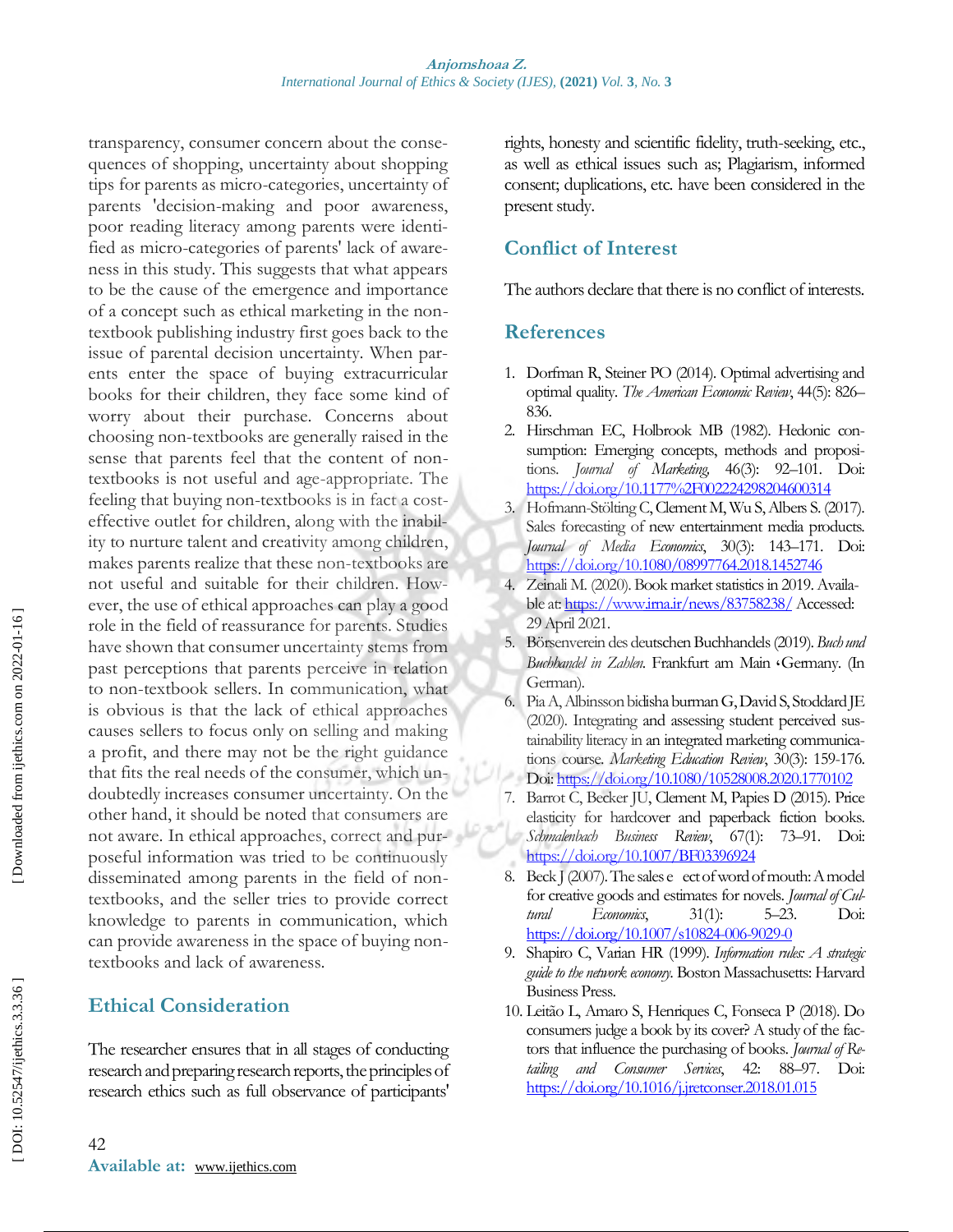transparency, consumer concern about the consequences of shopping, uncertainty about shopping tips for parents as micro-categories, uncertainty of parents 'decision-making and poor awareness, poor reading literacy among parents were identified as micro-categories of parents' lack of awareness in this study. This suggests that what appears to be the cause of the emergence and importance of a concept such as ethical marketing in the non-textbook publishing industry first goes back to the issue of parental decision uncertainty. When parents enter the space of buying extracurricular books for their children, they face some kind of worry about their purchase. Concerns about choosing non-textbooks are generally raised in the sense that parents feel that the content of non-textbooks is not useful and age-appropriate. The feeling that buying non-textbooks is in fact a cost-effective outlet for children, along with the inability to nurture talent and creativity among children, makes parents realize that these non-textbooks are not useful and suitable for their children. However, the use of ethical approaches can play a good role in the field of reassurance for parents. Studies have shown that consumer uncertainty stems from past perceptions that parents perceive in relation to non-textbook sellers. In communication, what is obvious is that the lack of ethical approaches causes sellers to focus only on selling and making a profit, and there may not be the right guidance that fits the real needs of the consumer, which undoubtedly increases consumer uncertainty. On the other hand, it should be noted that consumers are not aware. In ethical approaches, correct and purposeful information was tried to be continuously disseminated among parents in the field of non-textbooks, and the seller tries to provide correct knowledge to parents in communication, which can provide awareness in the space of buying non-textbooks and lack of awareness.

## Ethical Consideration

The researcher ensures that in all stages of conducting research and preparing research reports, the principles of research ethics such as full observance of participants' rights, honesty and scientific fidelity, truth-seeking, etc., as well as ethical issues such as; Plagiarism, informed consent; duplications, etc. have been considered in the present study.

## Conflict of Interest

The authors declare that there is no conflict of interests.

## References

1. Dorfman R, Steiner PO (2014). Optimal advertising and optimal quality. *The American Economic Review*, 44(5): 826–836.
2. Hirschman EC, Holbrook MB (1982). Hedonic consumption: Emerging concepts, methods and propositions. *Journal of Marketing*, 46(3): 92–101. Doi: https://doi.org/10.1177%2F002224298204600314
3. Hofmann-Stölting C, Clement M, Wu S, Albers S. (2017). Sales forecasting of new entertainment media products. *Journal of Media Economics*, 30(3): 143–171. Doi: https://doi.org/10.1080/08997764.2018.1452746
4. Zeinali M. (2020). Book market statistics in 2019. Available at: https://www.irna.ir/news/83758238/ Accessed: 29 April 2021.
5. Börsenverein des deutschen Buchhandels (2019). *Buch und Buchhandel in Zahlen*. Frankfurt am Main ‹Germany. (In German).
6. Pia A, Albinsson bidisha burman G, David S, Stoddard JE (2020). Integrating and assessing student perceived sustainability literacy in an integrated marketing communications course. *Marketing Education Review*, 30(3): 159-176. Doi: https://doi.org/10.1080/10528008.2020.1770102
7. Barrot C, Becker JU, Clement M, Papies D (2015). Price elasticity for hardcover and paperback fiction books. *Schmalenbach Business Review*, 67(1): 73–91. Doi: https://doi.org/10.1007/BF03396924
8. Beck J (2007). The sales e ect of word of mouth: A model for creative goods and estimates for novels. *Journal of Cultural Economics*, 31(1): 5–23. Doi: https://doi.org/10.1007/s10824-006-9029-0
9. Shapiro C, Varian HR (1999). *Information rules: A strategic guide to the network economy*. Boston Massachusetts: Harvard Business Press.
10. Leitão L, Amaro S, Henriques C, Fonseca P (2018). Do consumers judge a book by its cover? A study of the factors that influence the purchasing of books. *Journal of Retailing and Consumer Services*, 42: 88–97. Doi: https://doi.org/10.1016/j.jretconser.2018.01.015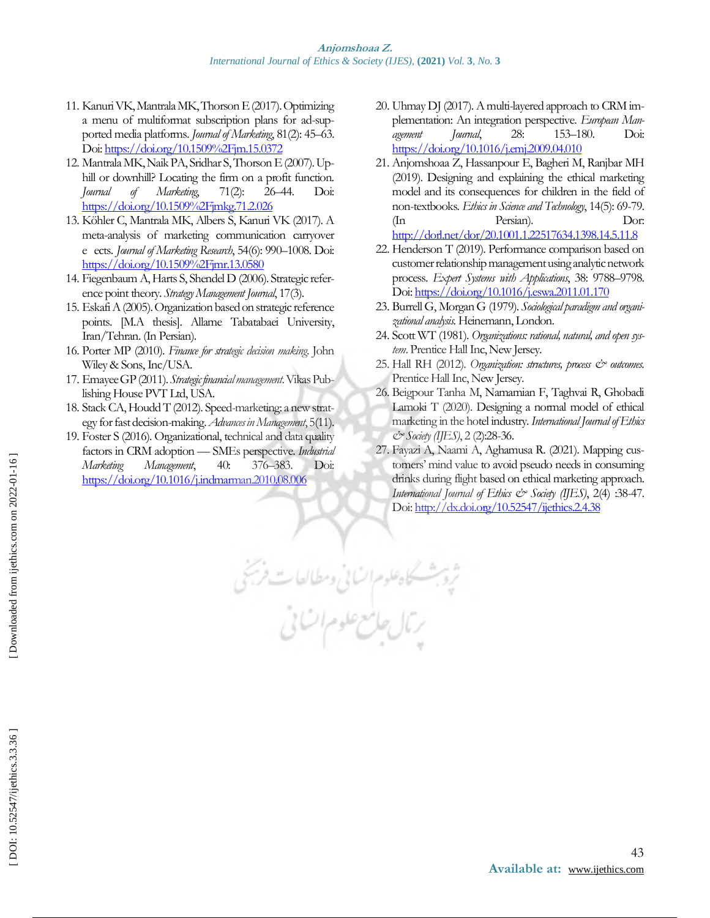11. Kanuri VK, Mantrala MK, Thorson E (2017). Optimizing a menu of multiformat subscription plans for ad-supported media platforms. *Journal of Marketing*, 81(2): 45–63. Doi: https://doi.org/10.1509%2Fjm.15.0372
12. Mantrala MK, Naik PA, Sridhar S, Thorson E (2007). Uphill or downhill? Locating the firm on a profit function. *Journal of Marketing*, 71(2): 26–44. Doi: https://doi.org/10.1509%2Fjmkg.71.2.026
13. Köhler C, Mantrala MK, Albers S, Kanuri VK (2017). A meta-analysis of marketing communication carryover e ects. *Journal of Marketing Research*, 54(6): 990–1008. Doi: https://doi.org/10.1509%2Fjmr.13.0580
14. Fiegenbaum A, Harts S, Shendel D (2006). Strategic reference point theory. *Strategy Management Journal*, 17(3).
15. Eskafi A (2005). Organization based on strategic reference points. [M.A thesis]. Allame Tabatabaei University, Iran/Tehran. (In Persian).
16. Porter MP (2010). *Finance for strategic decision making*. John Wiley & Sons, Inc/USA.
17. Emayee GP (2011). *Strategic financial management*. Vikas Publishing House PVT Ltd, USA.
18. Stack CA, Houdd T (2012). Speed-marketing; a new strategy for fast decision-making. *Advances in Management*, 5(11).
19. Foster S (2016). Organizational, technical and data quality factors in CRM adoption — SMEs perspective. *Industrial Marketing Management*, 40: 376–383. Doi: https://doi.org/10.1016/j.indmarman.2010.08.006
20. Uhmay DJ (2017). A multi-layered approach to CRM implementation: An integration perspective. *European Management Journal*, 28: 153–180. Doi: https://doi.org/10.1016/j.emj.2009.04.010
21. Anjomshoaa Z, Hassanpour E, Bagheri M, Ranjbar MH (2019). Designing and explaining the ethical marketing model and its consequences for children in the field of non-textbooks. *Ethics in Science and Technology*, 14(5): 69-79. (In Persian). Dor: http://dorl.net/dor/20.1001.1.22517634.1398.14.5.11.8
22. Henderson T (2019). Performance comparison based on customer relationship management using analytic network process. *Expert Systems with Applications*, 38: 9788–9798. Doi: https://doi.org/10.1016/j.eswa.2011.01.170
23. Burrell G, Morgan G (1979). *Sociological paradigm and organizational analysis*. Heinemann, London.
24. Scott WT (1981). *Organizations: rational, natural, and open system*. Prentice Hall Inc, New Jersey.
25. Hall RH (2012). *Organization: structures, process & outcomes*. Prentice Hall Inc, New Jersey.
26. Beigpour Tanha M, Namamian F, Taghvai R, Ghobadi Lamoki T (2020). Designing a normal model of ethical marketing in the hotel industry. *International Journal of Ethics & Society (IJES)*, 2 (2):28-36.
27. Fayazi A, Naami A, Aghamusa R. (2021). Mapping customers' mind value to avoid pseudo needs in consuming drinks during flight based on ethical marketing approach. *International Journal of Ethics & Society (IJES)*, 2(4) :38-47. Doi: http://dx.doi.org/10.52547/ijethics.2.4.38